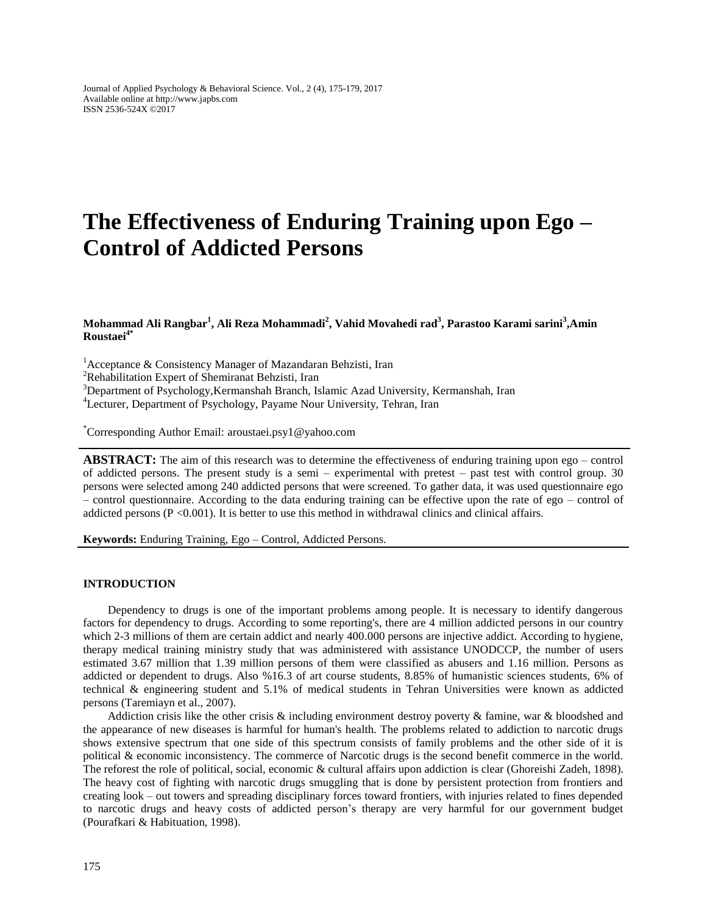Journal of Applied Psychology & Behavioral Science. Vol., 2 (4), 175-179, 2017
Available online at http://www.japbs.com
ISSN 2536-524X ©2017

# The Effectiveness of Enduring Training upon Ego – Control of Addicted Persons

**Mohammad Ali Rangbar[1], Ali Reza Mohammadi[2], Vahid Movahedi rad[3], Parastoo Karami sarini[3],Amin Roustaei[4*]**

[1]Acceptance & Consistency Manager of Mazandaran Behzisti, Iran
[2]Rehabilitation Expert of Shemiranat Behzisti, Iran
[3]Department of Psychology,Kermanshah Branch, Islamic Azad University, Kermanshah, Iran
[4]Lecturer, Department of Psychology, Payame Nour University, Tehran, Iran

[*]Corresponding Author Email: aroustaei.psy1@yahoo.com

**ABSTRACT:** The aim of this research was to determine the effectiveness of enduring training upon ego – control of addicted persons. The present study is a semi – experimental with pretest – past test with control group. 30 persons were selected among 240 addicted persons that were screened. To gather data, it was used questionnaire ego – control questionnaire. According to the data enduring training can be effective upon the rate of ego – control of addicted persons ($P < 0.001$). It is better to use this method in withdrawal clinics and clinical affairs.

**Keywords:** Enduring Training, Ego – Control, Addicted Persons.

## INTRODUCTION

Dependency to drugs is one of the important problems among people. It is necessary to identify dangerous factors for dependency to drugs. According to some reporting's, there are 4 million addicted persons in our country which 2-3 millions of them are certain addict and nearly 400.000 persons are injective addict. According to hygiene, therapy medical training ministry study that was administered with assistance UNODCCP, the number of users estimated 3.67 million that 1.39 million persons of them were classified as abusers and 1.16 million. Persons as addicted or dependent to drugs. Also %16.3 of art course students, 8.85% of humanistic sciences students, 6% of technical & engineering student and 5.1% of medical students in Tehran Universities were known as addicted persons (Taremiayn et al., 2007).

Addiction crisis like the other crisis & including environment destroy poverty & famine, war & bloodshed and the appearance of new diseases is harmful for human's health. The problems related to addiction to narcotic drugs shows extensive spectrum that one side of this spectrum consists of family problems and the other side of it is political & economic inconsistency. The commerce of Narcotic drugs is the second benefit commerce in the world. The reforest the role of political, social, economic & cultural affairs upon addiction is clear (Ghoreishi Zadeh, 1898). The heavy cost of fighting with narcotic drugs smuggling that is done by persistent protection from frontiers and creating look – out towers and spreading disciplinary forces toward frontiers, with injuries related to fines depended to narcotic drugs and heavy costs of addicted person's therapy are very harmful for our government budget (Pourafkari & Habituation, 1998).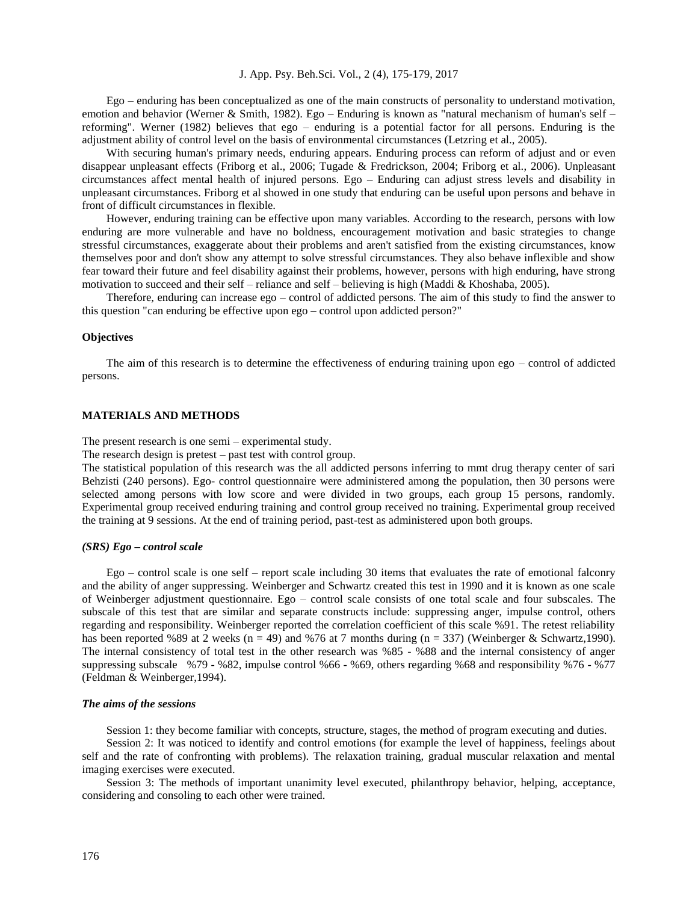Ego – enduring has been conceptualized as one of the main constructs of personality to understand motivation, emotion and behavior (Werner & Smith, 1982). Ego – Enduring is known as "natural mechanism of human's self – reforming". Werner (1982) believes that ego – enduring is a potential factor for all persons. Enduring is the adjustment ability of control level on the basis of environmental circumstances (Letzring et al., 2005).

With securing human's primary needs, enduring appears. Enduring process can reform of adjust and or even disappear unpleasant effects (Friborg et al., 2006; Tugade & Fredrickson, 2004; Friborg et al., 2006). Unpleasant circumstances affect mental health of injured persons. Ego – Enduring can adjust stress levels and disability in unpleasant circumstances. Friborg et al showed in one study that enduring can be useful upon persons and behave in front of difficult circumstances in flexible.

However, enduring training can be effective upon many variables. According to the research, persons with low enduring are more vulnerable and have no boldness, encouragement motivation and basic strategies to change stressful circumstances, exaggerate about their problems and aren't satisfied from the existing circumstances, know themselves poor and don't show any attempt to solve stressful circumstances. They also behave inflexible and show fear toward their future and feel disability against their problems, however, persons with high enduring, have strong motivation to succeed and their self – reliance and self – believing is high (Maddi & Khoshaba, 2005).

Therefore, enduring can increase ego – control of addicted persons. The aim of this study to find the answer to this question "can enduring be effective upon ego – control upon addicted person?"

### Objectives

The aim of this research is to determine the effectiveness of enduring training upon ego – control of addicted persons.

## MATERIALS AND METHODS

The present research is one semi – experimental study.

The research design is pretest – past test with control group.

The statistical population of this research was the all addicted persons inferring to mmt drug therapy center of sari Behzisti (240 persons). Ego- control questionnaire were administered among the population, then 30 persons were selected among persons with low score and were divided in two groups, each group 15 persons, randomly. Experimental group received enduring training and control group received no training. Experimental group received the training at 9 sessions. At the end of training period, past-test as administered upon both groups.

### *(SRS) Ego – control scale*

Ego – control scale is one self – report scale including 30 items that evaluates the rate of emotional falconry and the ability of anger suppressing. Weinberger and Schwartz created this test in 1990 and it is known as one scale of Weinberger adjustment questionnaire. Ego – control scale consists of one total scale and four subscales. The subscale of this test that are similar and separate constructs include: suppressing anger, impulse control, others regarding and responsibility. Weinberger reported the correlation coefficient of this scale %91. The retest reliability has been reported %89 at 2 weeks (n = 49) and %76 at 7 months during (n = 337) (Weinberger & Schwartz,1990). The internal consistency of total test in the other research was %85 - %88 and the internal consistency of anger suppressing subscale %79 - %82, impulse control %66 - %69, others regarding %68 and responsibility %76 - %77 (Feldman & Weinberger,1994).

### *The aims of the sessions*

Session 1: they become familiar with concepts, structure, stages, the method of program executing and duties.

Session 2: It was noticed to identify and control emotions (for example the level of happiness, feelings about self and the rate of confronting with problems). The relaxation training, gradual muscular relaxation and mental imaging exercises were executed.

Session 3: The methods of important unanimity level executed, philanthropy behavior, helping, acceptance, considering and consoling to each other were trained.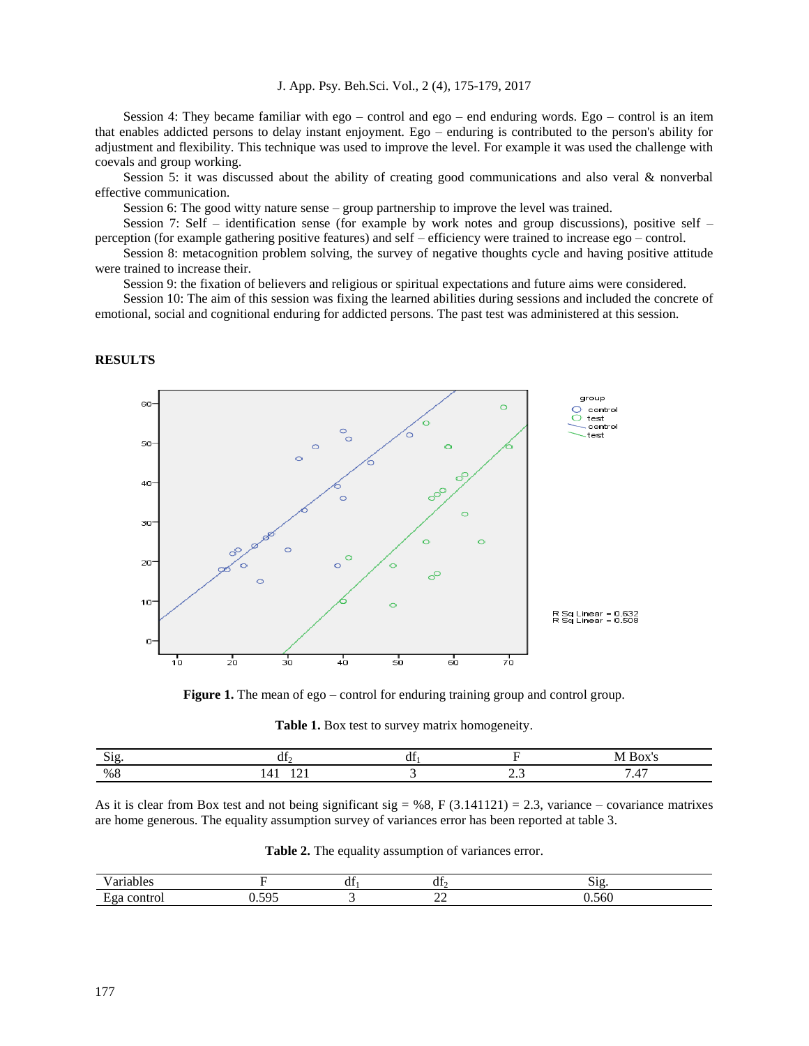Session 4: They became familiar with ego – control and ego – end enduring words. Ego – control is an item that enables addicted persons to delay instant enjoyment. Ego – enduring is contributed to the person's ability for adjustment and flexibility. This technique was used to improve the level. For example it was used the challenge with coevals and group working.

Session 5: it was discussed about the ability of creating good communications and also veral & nonverbal effective communication.

Session 6: The good witty nature sense – group partnership to improve the level was trained.

Session 7: Self – identification sense (for example by work notes and group discussions), positive self – perception (for example gathering positive features) and self – efficiency were trained to increase ego – control.

Session 8: metacognition problem solving, the survey of negative thoughts cycle and having positive attitude were trained to increase their.

Session 9: the fixation of believers and religious or spiritual expectations and future aims were considered.

Session 10: The aim of this session was fixing the learned abilities during sessions and included the concrete of emotional, social and cognitional enduring for addicted persons. The past test was administered at this session.

## RESULTS

**Figure 1.** The mean of ego – control for enduring training group and control group.

**Table 1.** Box test to survey matrix homogeneity.

| Sig. | $df_2$ | $df_1$ | F | M Box's |
|---|---|---|---|---|
| %8 | 141 121 | 3 | 2.3 | 7.47 |

As it is clear from Box test and not being significant sig = %8, F (3.141121) = 2.3, variance – covariance matrixes are home generous. The equality assumption survey of variances error has been reported at table 3.

**Table 2.** The equality assumption of variances error.

| Variables | F | $df_1$ | $df_2$ | Sig. |
|---|---|---|---|---|
| Ega control | 0.595 | 3 | 22 | 0.560 |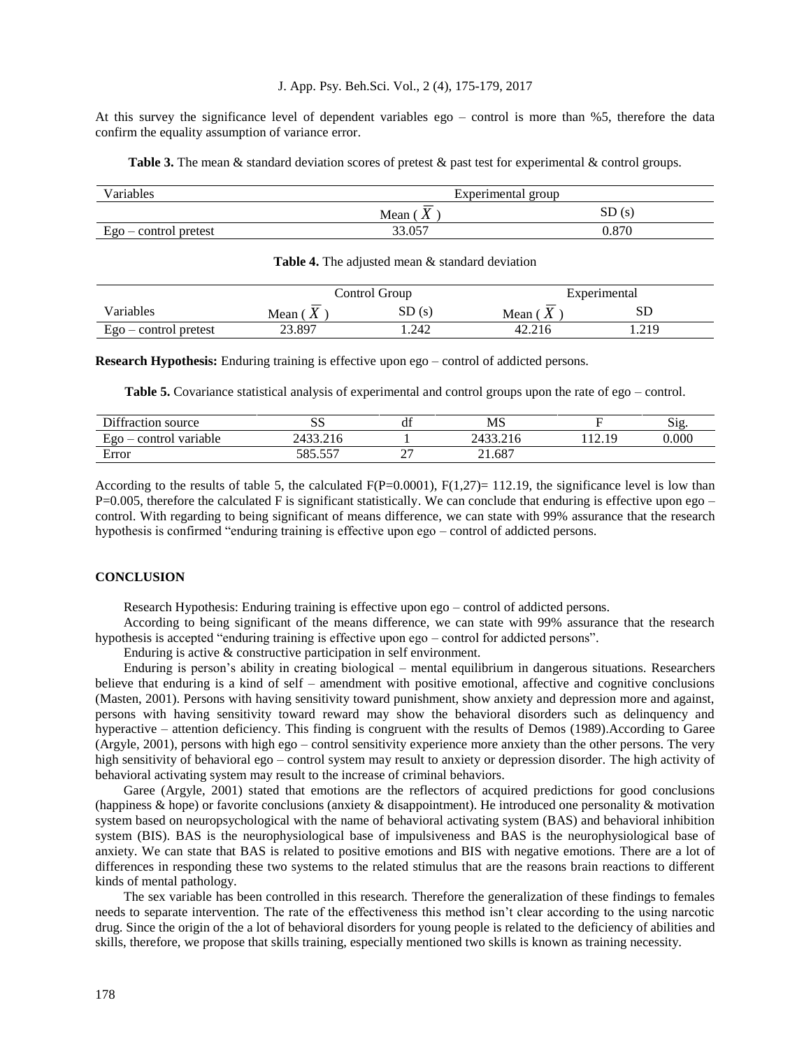At this survey the significance level of dependent variables ego – control is more than %5, therefore the data confirm the equality assumption of variance error.

**Table 3.** The mean & standard deviation scores of pretest & past test for experimental & control groups.

| Variables | Experimental group | |
|---|---|---|
| | Mean ( $\overline{X}$ ) | SD (s) |
| Ego – control pretest | 33.057 | 0.870 |

**Table 4.** The adjusted mean & standard deviation

| | Control Group | | Experimental | |
|---|---|---|---|---|
| Variables | Mean ( $\overline{X}$ ) | SD (s) | Mean ( $\overline{X}$ ) | SD |
| Ego – control pretest | 23.897 | 1.242 | 42.216 | 1.219 |

**Research Hypothesis:** Enduring training is effective upon ego – control of addicted persons.

**Table 5.** Covariance statistical analysis of experimental and control groups upon the rate of ego – control.

| Diffraction source | SS | df | MS | F | Sig. |
|---|---|---|---|---|---|
| Ego – control variable | 2433.216 | 1 | 2433.216 | 112.19 | 0.000 |
| Error | 585.557 | 27 | 21.687 | | |

According to the results of table 5, the calculated F(P=0.0001), F(1,27)= 112.19, the significance level is low than P=0.005, therefore the calculated F is significant statistically. We can conclude that enduring is effective upon ego – control. With regarding to being significant of means difference, we can state with 99% assurance that the research hypothesis is confirmed "enduring training is effective upon ego – control of addicted persons.

## CONCLUSION

Research Hypothesis: Enduring training is effective upon ego – control of addicted persons.

According to being significant of the means difference, we can state with 99% assurance that the research hypothesis is accepted "enduring training is effective upon ego – control for addicted persons".

Enduring is active & constructive participation in self environment.

Enduring is person's ability in creating biological – mental equilibrium in dangerous situations. Researchers believe that enduring is a kind of self – amendment with positive emotional, affective and cognitive conclusions (Masten, 2001). Persons with having sensitivity toward punishment, show anxiety and depression more and against, persons with having sensitivity toward reward may show the behavioral disorders such as delinquency and hyperactive – attention deficiency. This finding is congruent with the results of Demos (1989).According to Garee (Argyle, 2001), persons with high ego – control sensitivity experience more anxiety than the other persons. The very high sensitivity of behavioral ego – control system may result to anxiety or depression disorder. The high activity of behavioral activating system may result to the increase of criminal behaviors.

Garee (Argyle, 2001) stated that emotions are the reflectors of acquired predictions for good conclusions (happiness & hope) or favorite conclusions (anxiety & disappointment). He introduced one personality & motivation system based on neuropsychological with the name of behavioral activating system (BAS) and behavioral inhibition system (BIS). BAS is the neurophysiological base of impulsiveness and BAS is the neurophysiological base of anxiety. We can state that BAS is related to positive emotions and BIS with negative emotions. There are a lot of differences in responding these two systems to the related stimulus that are the reasons brain reactions to different kinds of mental pathology.

The sex variable has been controlled in this research. Therefore the generalization of these findings to females needs to separate intervention. The rate of the effectiveness this method isn't clear according to the using narcotic drug. Since the origin of the a lot of behavioral disorders for young people is related to the deficiency of abilities and skills, therefore, we propose that skills training, especially mentioned two skills is known as training necessity.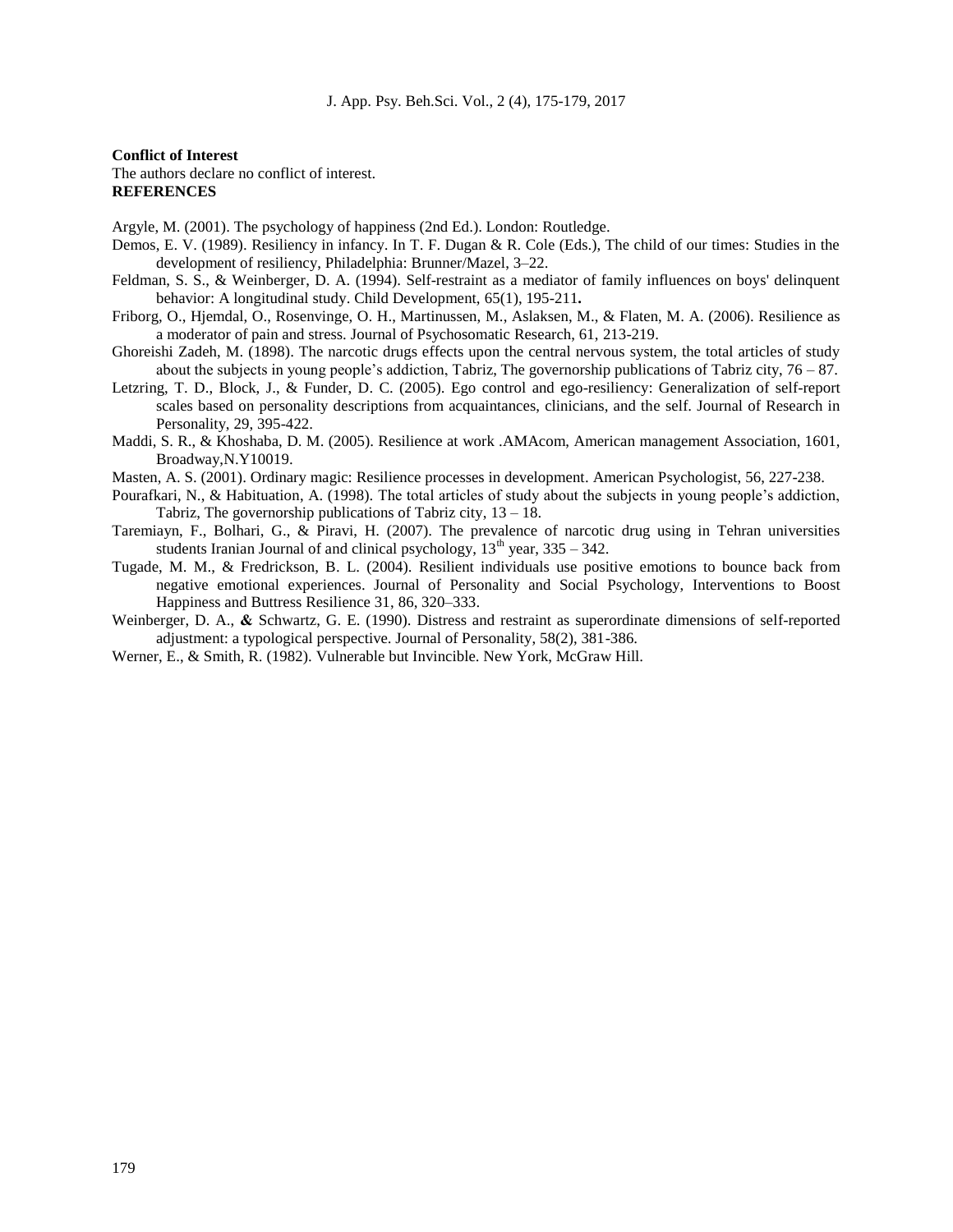**Conflict of Interest**

The authors declare no conflict of interest.

**REFERENCES**

Argyle, M. (2001). The psychology of happiness (2nd Ed.). London: Routledge.

Demos, E. V. (1989). Resiliency in infancy. In T. F. Dugan & R. Cole (Eds.), The child of our times: Studies in the development of resiliency, Philadelphia: Brunner/Mazel, 3–22.

Feldman, S. S., & Weinberger, D. A. (1994). Self-restraint as a mediator of family influences on boys' delinquent behavior: A longitudinal study. Child Development, 65(1), 195-211**.**

Friborg, O., Hjemdal, O., Rosenvinge, O. H., Martinussen, M., Aslaksen, M., & Flaten, M. A. (2006). Resilience as a moderator of pain and stress. Journal of Psychosomatic Research, 61, 213-219.

Ghoreishi Zadeh, M. (1898). The narcotic drugs effects upon the central nervous system, the total articles of study about the subjects in young people's addiction, Tabriz, The governorship publications of Tabriz city, 76 – 87.

Letzring, T. D., Block, J., & Funder, D. C. (2005). Ego control and ego-resiliency: Generalization of self-report scales based on personality descriptions from acquaintances, clinicians, and the self. Journal of Research in Personality, 29, 395-422.

Maddi, S. R., & Khoshaba, D. M. (2005). Resilience at work .AMAcom, American management Association, 1601, Broadway,N.Y10019.

Masten, A. S. (2001). Ordinary magic: Resilience processes in development. American Psychologist, 56, 227-238.

Pourafkari, N., & Habituation, A. (1998). The total articles of study about the subjects in young people's addiction, Tabriz, The governorship publications of Tabriz city, 13 – 18.

Taremiayn, F., Bolhari, G., & Piravi, H. (2007). The prevalence of narcotic drug using in Tehran universities students Iranian Journal of and clinical psychology, 13th year, 335 – 342.

Tugade, M. M., & Fredrickson, B. L. (2004). Resilient individuals use positive emotions to bounce back from negative emotional experiences. Journal of Personality and Social Psychology, Interventions to Boost Happiness and Buttress Resilience 31, 86, 320–333.

Weinberger, D. A., **&** Schwartz, G. E. (1990). Distress and restraint as superordinate dimensions of self-reported adjustment: a typological perspective. Journal of Personality, 58(2), 381-386.

Werner, E., & Smith, R. (1982). Vulnerable but Invincible. New York, McGraw Hill.